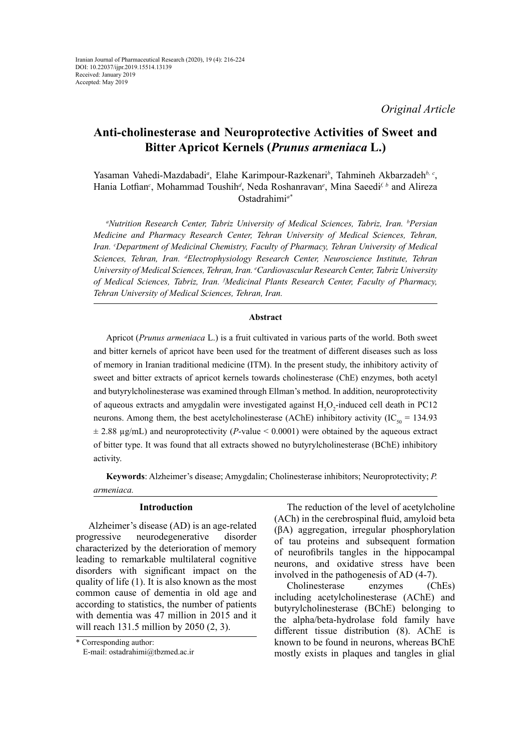Iranian Journal of Pharmaceutical Research (2020), 19 (4): 216-224
DOI: 10.22037/ijpr.2019.15514.13139
Received: January 2019
Accepted: May 2019

*Original Article*

# Anti-cholinesterase and Neuroprotective Activities of Sweet and Bitter Apricot Kernels (*Prunus armeniaca* L.)

Yasaman Vahedi-Mazdabadi[a], Elahe Karimpour-Razkenari[b], Tahmineh Akbarzadeh[b, c], Hania Lotfian[c], Mohammad Toushih[d], Neda Roshanravan[e], Mina Saeedi[f, b] and Alireza Ostadrahimi[a*]

*[a]Nutrition Research Center, Tabriz University of Medical Sciences, Tabriz, Iran. [b]Persian Medicine and Pharmacy Research Center, Tehran University of Medical Sciences, Tehran, Iran. [c]Department of Medicinal Chemistry, Faculty of Pharmacy, Tehran University of Medical Sciences, Tehran, Iran. [d]Electrophysiology Research Center, Neuroscience Institute, Tehran University of Medical Sciences, Tehran, Iran. [e]Cardiovascular Research Center, Tabriz University of Medical Sciences, Tabriz, Iran. [f]Medicinal Plants Research Center, Faculty of Pharmacy, Tehran University of Medical Sciences, Tehran, Iran.*

## Abstract

Apricot (*Prunus armeniaca* L.) is a fruit cultivated in various parts of the world. Both sweet and bitter kernels of apricot have been used for the treatment of different diseases such as loss of memory in Iranian traditional medicine (ITM). In the present study, the inhibitory activity of sweet and bitter extracts of apricot kernels towards cholinesterase (ChE) enzymes, both acetyl and butyrylcholinesterase was examined through Ellman's method. In addition, neuroprotectivity of aqueous extracts and amygdalin were investigated against $H_2O_2$-induced cell death in PC12 neurons. Among them, the best acetylcholinesterase (AChE) inhibitory activity ($IC_{50}$ = 134.93 ± 2.88 µg/mL) and neuroprotectivity (*P*-value < 0.0001) were obtained by the aqueous extract of bitter type. It was found that all extracts showed no butyrylcholinesterase (BChE) inhibitory activity.

**Keywords**: Alzheimer's disease; Amygdalin; Cholinesterase inhibitors; Neuroprotectivity; *P. armeniaca.*

## Introduction

Alzheimer's disease (AD) is an age-related progressive neurodegenerative disorder characterized by the deterioration of memory leading to remarkable multilateral cognitive disorders with significant impact on the quality of life (1). It is also known as the most common cause of dementia in old age and according to statistics, the number of patients with dementia was 47 million in 2015 and it will reach 131.5 million by 2050 (2, 3).

The reduction of the level of acetylcholine (ACh) in the cerebrospinal fluid, amyloid beta (βA) aggregation, irregular phosphorylation of tau proteins and subsequent formation of neurofibrils tangles in the hippocampal neurons, and oxidative stress have been involved in the pathogenesis of AD (4-7).

Cholinesterase enzymes (ChEs) including acetylcholinesterase (AChE) and butyrylcholinesterase (BChE) belonging to the alpha/beta-hydrolase fold family have different tissue distribution (8). AChE is known to be found in neurons, whereas BChE mostly exists in plaques and tangles in glial

\* Corresponding author:
E-mail: ostadrahimi@tbzmed.ac.ir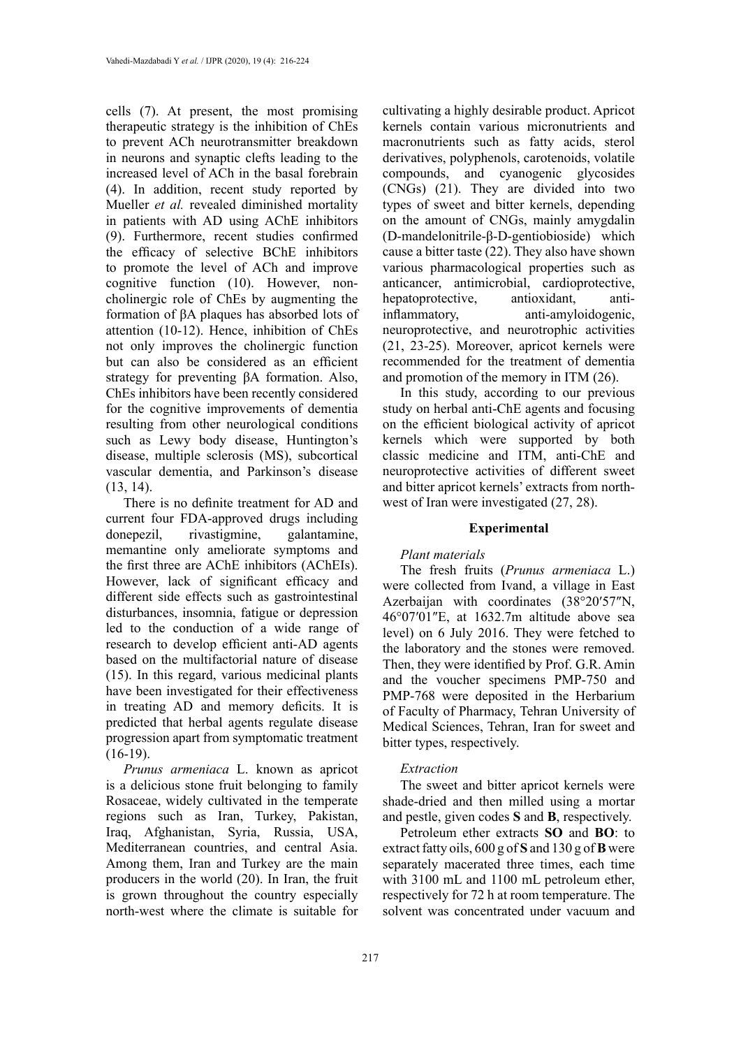cells (7). At present, the most promising therapeutic strategy is the inhibition of ChEs to prevent ACh neurotransmitter breakdown in neurons and synaptic clefts leading to the increased level of ACh in the basal forebrain (4). In addition, recent study reported by Mueller *et al.* revealed diminished mortality in patients with AD using AChE inhibitors (9). Furthermore, recent studies confirmed the efficacy of selective BChE inhibitors to promote the level of ACh and improve cognitive function (10). However, non-cholinergic role of ChEs by augmenting the formation of βA plaques has absorbed lots of attention (10-12). Hence, inhibition of ChEs not only improves the cholinergic function but can also be considered as an efficient strategy for preventing βA formation. Also, ChEs inhibitors have been recently considered for the cognitive improvements of dementia resulting from other neurological conditions such as Lewy body disease, Huntington's disease, multiple sclerosis (MS), subcortical vascular dementia, and Parkinson's disease (13, 14).

There is no definite treatment for AD and current four FDA-approved drugs including donepezil, rivastigmine, galantamine, memantine only ameliorate symptoms and the first three are AChE inhibitors (AChEIs). However, lack of significant efficacy and different side effects such as gastrointestinal disturbances, insomnia, fatigue or depression led to the conduction of a wide range of research to develop efficient anti-AD agents based on the multifactorial nature of disease (15). In this regard, various medicinal plants have been investigated for their effectiveness in treating AD and memory deficits. It is predicted that herbal agents regulate disease progression apart from symptomatic treatment (16-19).

*Prunus armeniaca* L. known as apricot is a delicious stone fruit belonging to family Rosaceae, widely cultivated in the temperate regions such as Iran, Turkey, Pakistan, Iraq, Afghanistan, Syria, Russia, USA, Mediterranean countries, and central Asia. Among them, Iran and Turkey are the main producers in the world (20). In Iran, the fruit is grown throughout the country especially north-west where the climate is suitable for cultivating a highly desirable product. Apricot kernels contain various micronutrients and macronutrients such as fatty acids, sterol derivatives, polyphenols, carotenoids, volatile compounds, and cyanogenic glycosides (CNGs) (21). They are divided into two types of sweet and bitter kernels, depending on the amount of CNGs, mainly amygdalin (D-mandelonitrile-β-D-gentiobioside) which cause a bitter taste (22). They also have shown various pharmacological properties such as anticancer, antimicrobial, cardioprotective, hepatoprotective, antioxidant, anti-inflammatory, anti-amyloidogenic, neuroprotective, and neurotrophic activities (21, 23-25). Moreover, apricot kernels were recommended for the treatment of dementia and promotion of the memory in ITM (26).

In this study, according to our previous study on herbal anti-ChE agents and focusing on the efficient biological activity of apricot kernels which were supported by both classic medicine and ITM, anti-ChE and neuroprotective activities of different sweet and bitter apricot kernels' extracts from north-west of Iran were investigated (27, 28).

## Experimental

### *Plant materials*

The fresh fruits (*Prunus armeniaca* L.) were collected from Ivand, a village in East Azerbaijan with coordinates (38°20′57″N, 46°07′01″E, at 1632.7m altitude above sea level) on 6 July 2016. They were fetched to the laboratory and the stones were removed. Then, they were identified by Prof. G.R. Amin and the voucher specimens PMP-750 and PMP-768 were deposited in the Herbarium of Faculty of Pharmacy, Tehran University of Medical Sciences, Tehran, Iran for sweet and bitter types, respectively.

### *Extraction*

The sweet and bitter apricot kernels were shade-dried and then milled using a mortar and pestle, given codes **S** and **B**, respectively.

Petroleum ether extracts **SO** and **BO**: to extract fatty oils, 600 g of **S** and 130 g of **B** were separately macerated three times, each time with 3100 mL and 1100 mL petroleum ether, respectively for 72 h at room temperature. The solvent was concentrated under vacuum and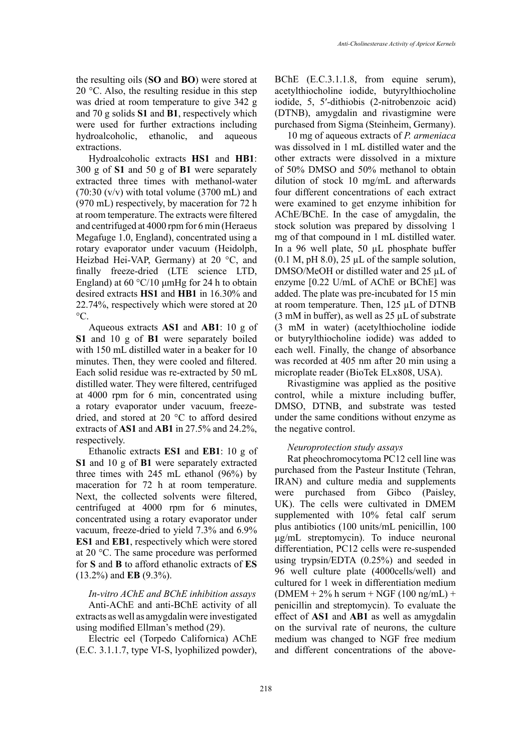the resulting oils (**SO** and **BO**) were stored at 20 °C. Also, the resulting residue in this step was dried at room temperature to give 342 g and 70 g solids **S1** and **B1**, respectively which were used for further extractions including hydroalcoholic, ethanolic, and aqueous extractions.

Hydroalcoholic extracts **HS1** and **HB1**: 300 g of **S1** and 50 g of **B1** were separately extracted three times with methanol-water (70:30 (v/v) with total volume (3700 mL) and (970 mL) respectively, by maceration for 72 h at room temperature. The extracts were filtered and centrifuged at 4000 rpm for 6 min (Heraeus Megafuge 1.0, England), concentrated using a rotary evaporator under vacuum (Heidolph, Heizbad Hei-VAP, Germany) at 20 °C, and finally freeze-dried (LTE science LTD, England) at 60 °C/10 μmHg for 24 h to obtain desired extracts **HS1** and **HB1** in 16.30% and 22.74%, respectively which were stored at 20 °C.

Aqueous extracts **AS1** and **AB1**: 10 g of **S1** and 10 g of **B1** were separately boiled with 150 mL distilled water in a beaker for 10 minutes. Then, they were cooled and filtered. Each solid residue was re-extracted by 50 mL distilled water. They were filtered, centrifuged at 4000 rpm for 6 min, concentrated using a rotary evaporator under vacuum, freeze-dried, and stored at 20 °C to afford desired extracts of **AS1** and **AB1** in 27.5% and 24.2%, respectively.

Ethanolic extracts **ES1** and **EB1**: 10 g of **S1** and 10 g of **B1** were separately extracted three times with 245 mL ethanol (96%) by maceration for 72 h at room temperature. Next, the collected solvents were filtered, centrifuged at 4000 rpm for 6 minutes, concentrated using a rotary evaporator under vacuum, freeze-dried to yield 7.3% and 6.9% **ES1** and **EB1**, respectively which were stored at 20 °C. The same procedure was performed for **S** and **B** to afford ethanolic extracts of **ES** (13.2%) and **EB** (9.3%).

*In-vitro AChE and BChE inhibition assays*

Anti-AChE and anti-BChE activity of all extracts as well as amygdalin were investigated using modified Ellman's method (29).

Electric eel (Torpedo Californica) AChE (E.C. 3.1.1.7, type VI-S, lyophilized powder), BChE (E.C.3.1.1.8, from equine serum), acetylthiocholine iodide, butyrylthiocholine iodide, 5, 5′-dithiobis (2-nitrobenzoic acid) (DTNB), amygdalin and rivastigmine were purchased from Sigma (Steinheim, Germany).

10 mg of aqueous extracts of *P. armeniaca* was dissolved in 1 mL distilled water and the other extracts were dissolved in a mixture of 50% DMSO and 50% methanol to obtain dilution of stock 10 mg/mL and afterwards four different concentrations of each extract were examined to get enzyme inhibition for AChE/BChE. In the case of amygdalin, the stock solution was prepared by dissolving 1 mg of that compound in 1 mL distilled water. In a 96 well plate, 50 μL phosphate buffer (0.1 M, pH 8.0), 25 μL of the sample solution, DMSO/MeOH or distilled water and 25 μL of enzyme [0.22 U/mL of AChE or BChE] was added. The plate was pre-incubated for 15 min at room temperature. Then, 125 μL of DTNB (3 mM in buffer), as well as 25 μL of substrate (3 mM in water) (acetylthiocholine iodide or butyrylthiocholine iodide) was added to each well. Finally, the change of absorbance was recorded at 405 nm after 20 min using a microplate reader (BioTek ELx808, USA).

Rivastigmine was applied as the positive control, while a mixture including buffer, DMSO, DTNB, and substrate was tested under the same conditions without enzyme as the negative control.

*Neuroprotection study assays*

Rat pheochromocytoma PC12 cell line was purchased from the Pasteur Institute (Tehran, IRAN) and culture media and supplements were purchased from Gibco (Paisley, UK). The cells were cultivated in DMEM supplemented with 10% fetal calf serum plus antibiotics (100 units/mL penicillin, 100 μg/mL streptomycin). To induce neuronal differentiation, PC12 cells were re-suspended using trypsin/EDTA (0.25%) and seeded in 96 well culture plate (4000cells/well) and cultured for 1 week in differentiation medium (DMEM + 2% h serum + NGF (100 ng/mL) + penicillin and streptomycin). To evaluate the effect of **AS1** and **AB1** as well as amygdalin on the survival rate of neurons, the culture medium was changed to NGF free medium and different concentrations of the above-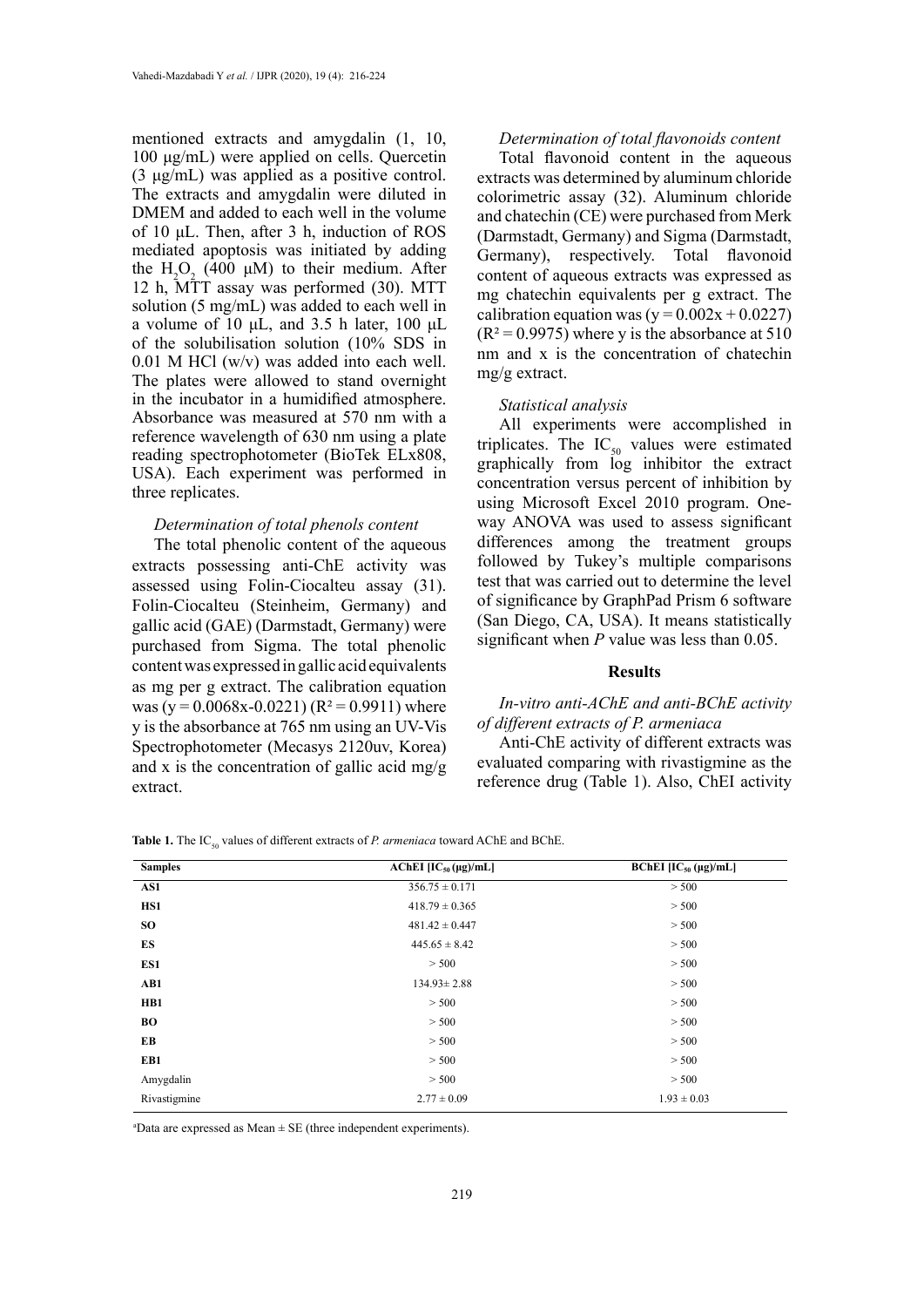mentioned extracts and amygdalin (1, 10, 100 μg/mL) were applied on cells. Quercetin (3 μg/mL) was applied as a positive control. The extracts and amygdalin were diluted in DMEM and added to each well in the volume of 10 μL. Then, after 3 h, induction of ROS mediated apoptosis was initiated by adding the $H_2O_2$ (400 μM) to their medium. After 12 h, MTT assay was performed (30). MTT solution (5 mg/mL) was added to each well in a volume of 10 μL, and 3.5 h later, 100 μL of the solubilisation solution (10% SDS in 0.01 M HCl (w/v) was added into each well. The plates were allowed to stand overnight in the incubator in a humidified atmosphere. Absorbance was measured at 570 nm with a reference wavelength of 630 nm using a plate reading spectrophotometer (BioTek ELx808, USA). Each experiment was performed in three replicates.

*Determination of total phenols content*

The total phenolic content of the aqueous extracts possessing anti-ChE activity was assessed using Folin-Ciocalteu assay (31). Folin-Ciocalteu (Steinheim, Germany) and gallic acid (GAE) (Darmstadt, Germany) were purchased from Sigma. The total phenolic content was expressed in gallic acid equivalents as mg per g extract. The calibration equation was ($y = 0.0068x - 0.0221$) ($R^2 = 0.9911$) where y is the absorbance at 765 nm using an UV-Vis Spectrophotometer (Mecasys 2120uv, Korea) and x is the concentration of gallic acid mg/g extract.

*Determination of total flavonoids content*

Total flavonoid content in the aqueous extracts was determined by aluminum chloride colorimetric assay (32). Aluminum chloride and chatechin (CE) were purchased from Merk (Darmstadt, Germany) and Sigma (Darmstadt, Germany), respectively. Total flavonoid content of aqueous extracts was expressed as mg chatechin equivalents per g extract. The calibration equation was ($y = 0.002x + 0.0227$) ($R^2 = 0.9975$) where y is the absorbance at 510 nm and x is the concentration of chatechin mg/g extract.

*Statistical analysis*

All experiments were accomplished in triplicates. The $IC_{50}$ values were estimated graphically from log inhibitor the extract concentration versus percent of inhibition by using Microsoft Excel 2010 program. One-way ANOVA was used to assess significant differences among the treatment groups followed by Tukey's multiple comparisons test that was carried out to determine the level of significance by GraphPad Prism 6 software (San Diego, CA, USA). It means statistically significant when *P* value was less than 0.05.

## Results

*In-vitro anti-AChE and anti-BChE activity of different extracts of P. armeniaca*

Anti-ChE activity of different extracts was evaluated comparing with rivastigmine as the reference drug (Table 1). Also, ChEI activity

**Table 1.** The $IC_{50}$ values of different extracts of *P. armeniaca* toward AChE and BChE.

| Samples | AChEI [$IC_{50}$ (μg)/mL] | BChEI [$IC_{50}$ (μg)/mL] |
|---|---|---|
| **AS1** | 356.75 ± 0.171 | > 500 |
| **HS1** | 418.79 ± 0.365 | > 500 |
| **SO** | 481.42 ± 0.447 | > 500 |
| **ES** | 445.65 ± 8.42 | > 500 |
| **ES1** | > 500 | > 500 |
| **AB1** | 134.93± 2.88 | > 500 |
| **HB1** | > 500 | > 500 |
| **BO** | > 500 | > 500 |
| **EB** | > 500 | > 500 |
| **EB1** | > 500 | > 500 |
| Amygdalin | > 500 | > 500 |
| Rivastigmine | 2.77 ± 0.09 | 1.93 ± 0.03 |

[a]Data are expressed as Mean ± SE (three independent experiments).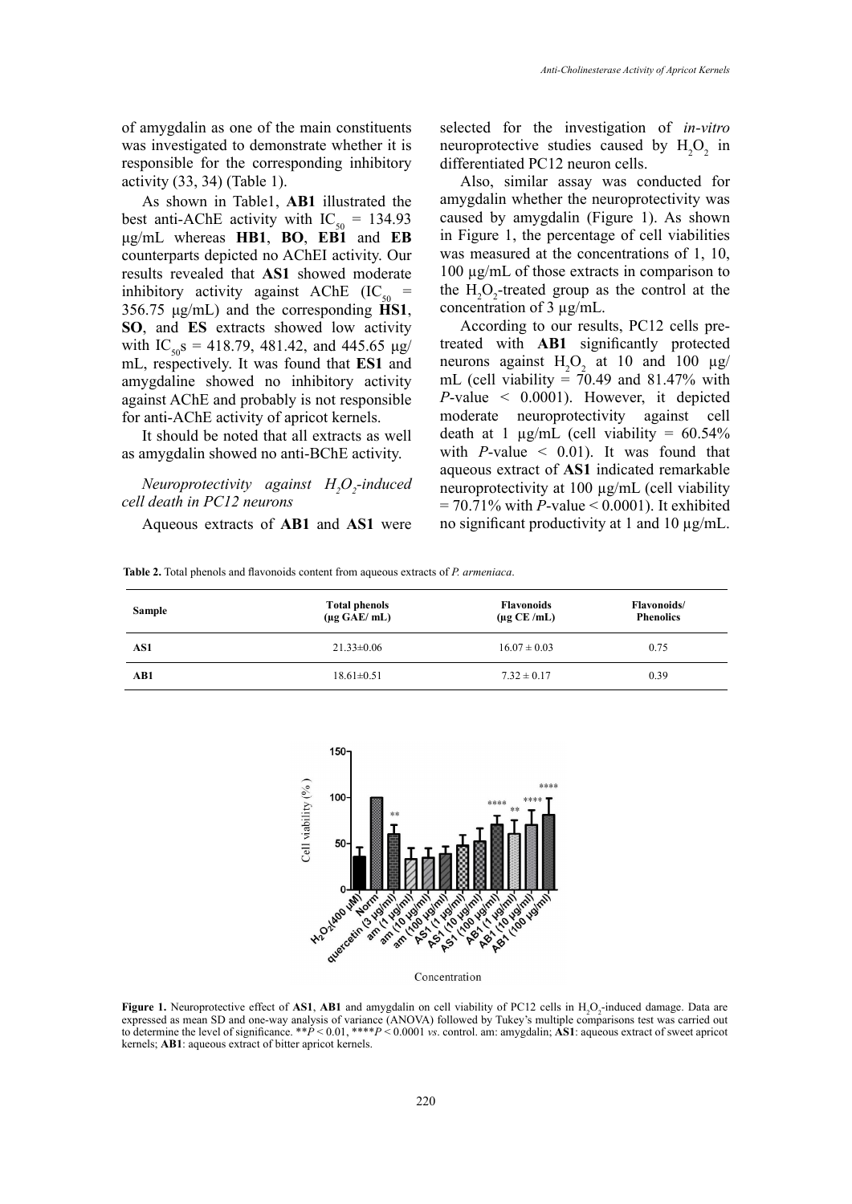of amygdalin as one of the main constituents was investigated to demonstrate whether it is responsible for the corresponding inhibitory activity (33, 34) (Table 1).

As shown in Table1, **AB1** illustrated the best anti-AChE activity with $IC_{50}$ = 134.93 µg/mL whereas **HB1**, **BO**, **EB1** and **EB** counterparts depicted no AChEI activity. Our results revealed that **AS1** showed moderate inhibitory activity against AChE ($IC_{50}$ = 356.75 µg/mL) and the corresponding **HS1**, **SO**, and **ES** extracts showed low activity with $IC_{50}$s = 418.79, 481.42, and 445.65 µg/mL, respectively. It was found that **ES1** and amygdaline showed no inhibitory activity against AChE and probably is not responsible for anti-AChE activity of apricot kernels.

It should be noted that all extracts as well as amygdalin showed no anti-BChE activity.

*Neuroprotectivity against $H_2O_2$-induced cell death in PC12 neurons*

Aqueous extracts of **AB1** and **AS1** were selected for the investigation of *in-vitro* neuroprotective studies caused by $H_2O_2$ in differentiated PC12 neuron cells.

Also, similar assay was conducted for amygdalin whether the neuroprotectivity was caused by amygdalin (Figure 1). As shown in Figure 1, the percentage of cell viabilities was measured at the concentrations of 1, 10, 100 µg/mL of those extracts in comparison to the $H_2O_2$-treated group as the control at the concentration of 3 µg/mL.

According to our results, PC12 cells pre-treated with **AB1** significantly protected neurons against $H_2O_2$ at 10 and 100 µg/mL (cell viability = 70.49 and 81.47% with $P$-value < 0.0001). However, it depicted moderate neuroprotectivity against cell death at 1 µg/mL (cell viability = 60.54% with $P$-value < 0.01). It was found that aqueous extract of **AS1** indicated remarkable neuroprotectivity at 100 µg/mL (cell viability = 70.71% with $P$-value < 0.0001). It exhibited no significant productivity at 1 and 10 µg/mL.

**Table 2.** Total phenols and flavonoids content from aqueous extracts of *P. armeniaca*.

| Sample | Total phenols (µg GAE/ mL) | Flavonoids (µg CE /mL) | Flavonoids/ Phenolics |
|---|---|---|---|
| **AS1** | 21.33±0.06 | 16.07 ± 0.03 | 0.75 |
| **AB1** | 18.61±0.51 | 7.32 ± 0.17 | 0.39 |

**Figure 1.** Neuroprotective effect of **AS1**, **AB1** and amygdalin on cell viability of PC12 cells in $H_2O_2$-induced damage. Data are expressed as mean SD and one-way analysis of variance (ANOVA) followed by Tukey's multiple comparisons test was carried out to determine the level of significance. **$P$ < 0.01, ****$P$ < 0.0001 *vs*. control. am: amygdalin; **AS1**: aqueous extract of sweet apricot kernels; **AB1**: aqueous extract of bitter apricot kernels.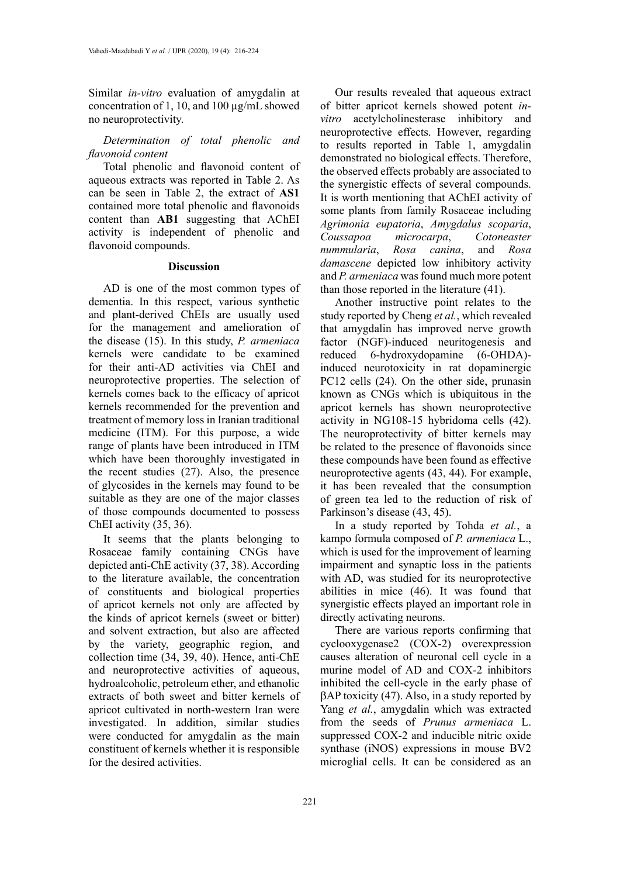Similar *in-vitro* evaluation of amygdalin at concentration of 1, 10, and 100 µg/mL showed no neuroprotectivity.

*Determination of total phenolic and flavonoid content*

Total phenolic and flavonoid content of aqueous extracts was reported in Table 2. As can be seen in Table 2, the extract of **AS1** contained more total phenolic and flavonoids content than **AB1** suggesting that AChEI activity is independent of phenolic and flavonoid compounds.

## Discussion

AD is one of the most common types of dementia. In this respect, various synthetic and plant-derived ChEIs are usually used for the management and amelioration of the disease (15). In this study, *P. armeniaca* kernels were candidate to be examined for their anti-AD activities via ChEI and neuroprotective properties. The selection of kernels comes back to the efficacy of apricot kernels recommended for the prevention and treatment of memory loss in Iranian traditional medicine (ITM). For this purpose, a wide range of plants have been introduced in ITM which have been thoroughly investigated in the recent studies (27). Also, the presence of glycosides in the kernels may found to be suitable as they are one of the major classes of those compounds documented to possess ChEI activity (35, 36).

It seems that the plants belonging to Rosaceae family containing CNGs have depicted anti-ChE activity (37, 38). According to the literature available, the concentration of constituents and biological properties of apricot kernels not only are affected by the kinds of apricot kernels (sweet or bitter) and solvent extraction, but also are affected by the variety, geographic region, and collection time (34, 39, 40). Hence, anti-ChE and neuroprotective activities of aqueous, hydroalcoholic, petroleum ether, and ethanolic extracts of both sweet and bitter kernels of apricot cultivated in north-western Iran were investigated. In addition, similar studies were conducted for amygdalin as the main constituent of kernels whether it is responsible for the desired activities.

Our results revealed that aqueous extract of bitter apricot kernels showed potent *in-vitro* acetylcholinesterase inhibitory and neuroprotective effects. However, regarding to results reported in Table 1, amygdalin demonstrated no biological effects. Therefore, the observed effects probably are associated to the synergistic effects of several compounds. It is worth mentioning that AChEI activity of some plants from family Rosaceae including *Agrimonia eupatoria*, *Amygdalus scoparia*, *Coussapoa microcarpa*, *Cotoneaster nummularia*, *Rosa canina*, and *Rosa damascene* depicted low inhibitory activity and *P. armeniaca* was found much more potent than those reported in the literature (41).

Another instructive point relates to the study reported by Cheng *et al.*, which revealed that amygdalin has improved nerve growth factor (NGF)-induced neuritogenesis and reduced 6-hydroxydopamine (6-OHDA)-induced neurotoxicity in rat dopaminergic PC12 cells (24). On the other side, prunasin known as CNGs which is ubiquitous in the apricot kernels has shown neuroprotective activity in NG108-15 hybridoma cells (42). The neuroprotectivity of bitter kernels may be related to the presence of flavonoids since these compounds have been found as effective neuroprotective agents (43, 44). For example, it has been revealed that the consumption of green tea led to the reduction of risk of Parkinson's disease (43, 45).

In a study reported by Tohda *et al.*, a kampo formula composed of *P. armeniaca* L., which is used for the improvement of learning impairment and synaptic loss in the patients with AD, was studied for its neuroprotective abilities in mice (46). It was found that synergistic effects played an important role in directly activating neurons.

There are various reports confirming that cyclooxygenase2 (COX-2) overexpression causes alteration of neuronal cell cycle in a murine model of AD and COX-2 inhibitors inhibited the cell-cycle in the early phase of βAP toxicity (47). Also, in a study reported by Yang *et al.*, amygdalin which was extracted from the seeds of *Prunus armeniaca* L. suppressed COX-2 and inducible nitric oxide synthase (iNOS) expressions in mouse BV2 microglial cells. It can be considered as an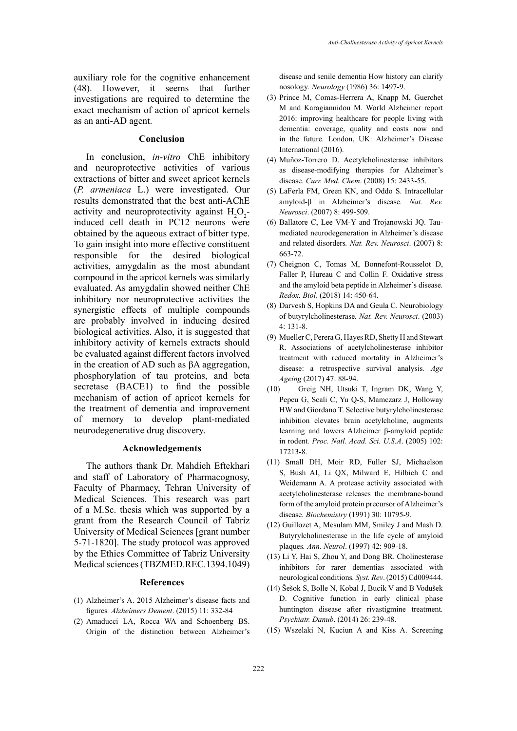auxiliary role for the cognitive enhancement (48). However, it seems that further investigations are required to determine the exact mechanism of action of apricot kernels as an anti-AD agent.

## Conclusion

In conclusion, *in-vitro* ChE inhibitory and neuroprotective activities of various extractions of bitter and sweet apricot kernels (*P. armeniaca* L.) were investigated. Our results demonstrated that the best anti-AChE activity and neuroprotectivity against $H_2O_2$-induced cell death in PC12 neurons were obtained by the aqueous extract of bitter type. To gain insight into more effective constituent responsible for the desired biological activities, amygdalin as the most abundant compound in the apricot kernels was similarly evaluated. As amygdalin showed neither ChE inhibitory nor neuroprotective activities the synergistic effects of multiple compounds are probably involved in inducing desired biological activities. Also, it is suggested that inhibitory activity of kernels extracts should be evaluated against different factors involved in the creation of AD such as βA aggregation, phosphorylation of tau proteins, and beta secretase (BACE1) to find the possible mechanism of action of apricot kernels for the treatment of dementia and improvement of memory to develop plant-mediated neurodegenerative drug discovery.

## Acknowledgements

The authors thank Dr. Mahdieh Eftekhari and staff of Laboratory of Pharmacognosy, Faculty of Pharmacy, Tehran University of Medical Sciences. This research was part of a M.Sc. thesis which was supported by a grant from the Research Council of Tabriz University of Medical Sciences [grant number 5-71-1820]. The study protocol was approved by the Ethics Committee of Tabriz University Medical sciences (TBZMED.REC.1394.1049)

## References

(1) Alzheimer's A. 2015 Alzheimer's disease facts and figures. *Alzheimers Dement*. (2015) 11: 332-84

(2) Amaducci LA, Rocca WA and Schoenberg BS. Origin of the distinction between Alzheimer's disease and senile dementia How history can clarify nosology. *Neurology* (1986) 36: 1497-9.

(3) Prince M, Comas-Herrera A, Knapp M, Guerchet M and Karagiannidou M. World Alzheimer report 2016: improving healthcare for people living with dementia: coverage, quality and costs now and in the future. London, UK: Alzheimer's Disease International (2016).

(4) Muñoz-Torrero D. Acetylcholinesterase inhibitors as disease-modifying therapies for Alzheimer's disease. *Curr. Med. Chem*. (2008) 15: 2433-55.

(5) LaFerla FM, Green KN, and Oddo S. Intracellular amyloid-β in Alzheimer's disease. *Nat. Rev. Neurosci*. (2007) 8: 499-509.

(6) Ballatore C, Lee VM-Y and Trojanowski JQ. Tau-mediated neurodegeneration in Alzheimer's disease and related disorders. *Nat. Rev. Neurosci*. (2007) 8: 663-72.

(7) Cheignon C, Tomas M, Bonnefont-Rousselot D, Faller P, Hureau C and Collin F. Oxidative stress and the amyloid beta peptide in Alzheimer's disease. *Redox. Biol*. (2018) 14: 450-64.

(8) Darvesh S, Hopkins DA and Geula C. Neurobiology of butyrylcholinesterase. *Nat. Rev. Neurosci*. (2003) 4: 131-8.

(9) Mueller C, Perera G, Hayes RD, Shetty H and Stewart R. Associations of acetylcholinesterase inhibitor treatment with reduced mortality in Alzheimer's disease: a retrospective survival analysis. *Age Ageing* (2017) 47: 88-94.

(10) Greig NH, Utsuki T, Ingram DK, Wang Y, Pepeu G, Scali C, Yu Q-S, Mamczarz J, Holloway HW and Giordano T. Selective butyrylcholinesterase inhibition elevates brain acetylcholine, augments learning and lowers Alzheimer β-amyloid peptide in rodent. *Proc. Natl. Acad. Sci. U.S.A*. (2005) 102: 17213-8.

(11) Small DH, Moir RD, Fuller SJ, Michaelson S, Bush AI, Li QX, Milward E, Hilbich C and Weidemann A. A protease activity associated with acetylcholinesterase releases the membrane-bound form of the amyloid protein precursor of Alzheimer's disease. *Biochemistry* (1991) 30: 10795-9.

(12) Guillozet A, Mesulam MM, Smiley J and Mash D. Butyrylcholinesterase in the life cycle of amyloid plaques. *Ann. Neurol*. (1997) 42: 909-18.

(13) Li Y, Hai S, Zhou Y, and Dong BR. Cholinesterase inhibitors for rarer dementias associated with neurological conditions. *Syst. Rev*. (2015) Cd009444.

(14) Šešok S, Bolle N, Kobal J, Bucik V and B Vodušek D. Cognitive function in early clinical phase huntington disease after rivastigmine treatment. *Psychiatr. Danub*. (2014) 26: 239-48.

(15) Wszelaki N, Kuciun A and Kiss A. Screening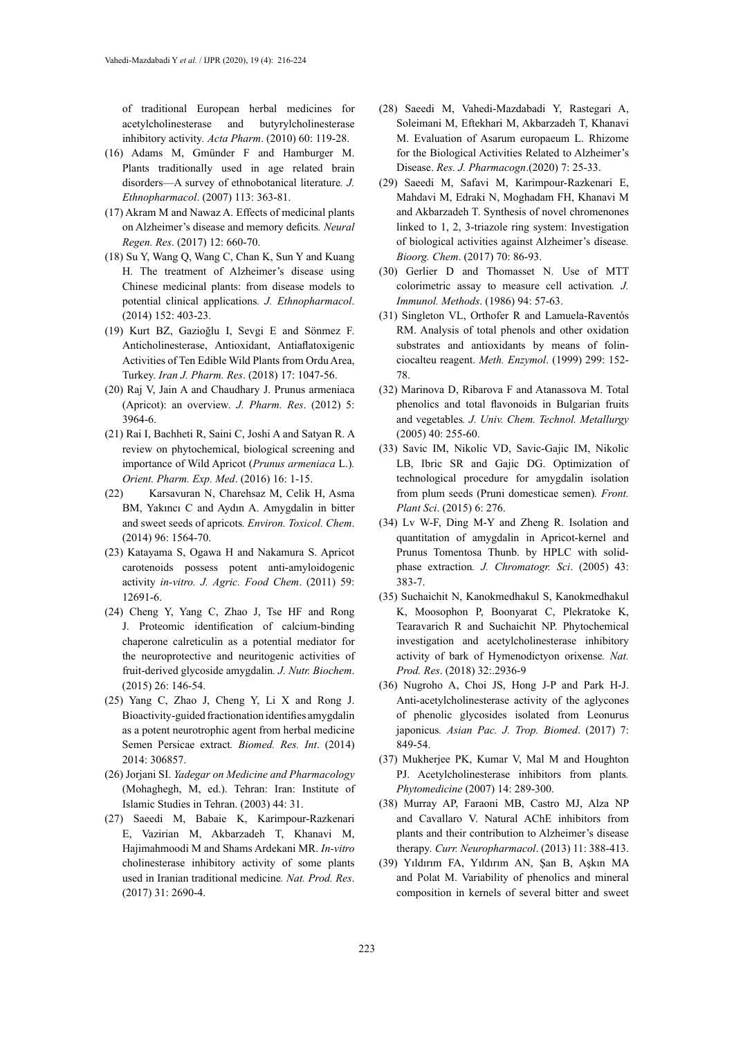of traditional European herbal medicines for acetylcholinesterase and butyrylcholinesterase inhibitory activity. *Acta Pharm*. (2010) 60: 119-28.

(16) Adams M, Gmünder F and Hamburger M. Plants traditionally used in age related brain disorders—A survey of ethnobotanical literature. *J. Ethnopharmacol*. (2007) 113: 363-81.

(17) Akram M and Nawaz A. Effects of medicinal plants on Alzheimer's disease and memory deficits. *Neural Regen. Res*. (2017) 12: 660-70.

(18) Su Y, Wang Q, Wang C, Chan K, Sun Y and Kuang H. The treatment of Alzheimer's disease using Chinese medicinal plants: from disease models to potential clinical applications. *J. Ethnopharmacol*. (2014) 152: 403-23.

(19) Kurt BZ, Gazioğlu I, Sevgi E and Sönmez F. Anticholinesterase, Antioxidant, Antiaflatoxigenic Activities of Ten Edible Wild Plants from Ordu Area, Turkey. *Iran J. Pharm. Res*. (2018) 17: 1047-56.

(20) Raj V, Jain A and Chaudhary J. Prunus armeniaca (Apricot): an overview. *J. Pharm. Res*. (2012) 5: 3964-6.

(21) Rai I, Bachheti R, Saini C, Joshi A and Satyan R. A review on phytochemical, biological screening and importance of Wild Apricot (*Prunus armeniaca* L.). *Orient. Pharm. Exp. Med*. (2016) 16: 1-15.

(22) Karsavuran N, Charehsaz M, Celik H, Asma BM, Yakıncı C and Aydın A. Amygdalin in bitter and sweet seeds of apricots. *Environ. Toxicol. Chem*. (2014) 96: 1564-70.

(23) Katayama S, Ogawa H and Nakamura S. Apricot carotenoids possess potent anti-amyloidogenic activity *in-vitro*. *J. Agric. Food Chem*. (2011) 59: 12691-6.

(24) Cheng Y, Yang C, Zhao J, Tse HF and Rong J. Proteomic identification of calcium-binding chaperone calreticulin as a potential mediator for the neuroprotective and neuritogenic activities of fruit-derived glycoside amygdalin. *J. Nutr. Biochem*. (2015) 26: 146-54.

(25) Yang C, Zhao J, Cheng Y, Li X and Rong J. Bioactivity-guided fractionation identifies amygdalin as a potent neurotrophic agent from herbal medicine Semen Persicae extract. *Biomed. Res. Int*. (2014) 2014: 306857.

(26) Jorjani SI. *Yadegar on Medicine and Pharmacology* (Mohaghegh, M, ed.). Tehran: Iran: Institute of Islamic Studies in Tehran. (2003) 44: 31.

(27) Saeedi M, Babaie K, Karimpour-Razkenari E, Vazirian M, Akbarzadeh T, Khanavi M, Hajimahmoodi M and Shams Ardekani MR. *In-vitro* cholinesterase inhibitory activity of some plants used in Iranian traditional medicine. *Nat. Prod. Res*. (2017) 31: 2690-4.

(28) Saeedi M, Vahedi-Mazdabadi Y, Rastegari A, Soleimani M, Eftekhari M, Akbarzadeh T, Khanavi M. Evaluation of Asarum europaeum L. Rhizome for the Biological Activities Related to Alzheimer's Disease. *Res. J. Pharmacogn*.(2020) 7: 25-33.

(29) Saeedi M, Safavi M, Karimpour-Razkenari E, Mahdavi M, Edraki N, Moghadam FH, Khanavi M and Akbarzadeh T. Synthesis of novel chromenones linked to 1, 2, 3-triazole ring system: Investigation of biological activities against Alzheimer's disease. *Bioorg. Chem*. (2017) 70: 86-93.

(30) Gerlier D and Thomasset N. Use of MTT colorimetric assay to measure cell activation. *J. Immunol. Methods*. (1986) 94: 57-63.

(31) Singleton VL, Orthofer R and Lamuela-Raventós RM. Analysis of total phenols and other oxidation substrates and antioxidants by means of folin-ciocalteu reagent. *Meth. Enzymol*. (1999) 299: 152-78.

(32) Marinova D, Ribarova F and Atanassova M. Total phenolics and total flavonoids in Bulgarian fruits and vegetables. *J. Univ. Chem. Technol. Metallurgy* (2005) 40: 255-60.

(33) Savic IM, Nikolic VD, Savic-Gajic IM, Nikolic LB, Ibric SR and Gajic DG. Optimization of technological procedure for amygdalin isolation from plum seeds (Pruni domesticae semen). *Front. Plant Sci*. (2015) 6: 276.

(34) Lv W-F, Ding M-Y and Zheng R. Isolation and quantitation of amygdalin in Apricot-kernel and Prunus Tomentosa Thunb. by HPLC with solid-phase extraction. *J. Chromatogr. Sci*. (2005) 43: 383-7.

(35) Suchaichit N, Kanokmedhakul S, Kanokmedhakul K, Moosophon P, Boonyarat C, Plekratoke K, Tearavarich R and Suchaichit NP. Phytochemical investigation and acetylcholinesterase inhibitory activity of bark of Hymenodictyon orixense. *Nat. Prod. Res*. (2018) 32:.2936-9

(36) Nugroho A, Choi JS, Hong J-P and Park H-J. Anti-acetylcholinesterase activity of the aglycones of phenolic glycosides isolated from Leonurus japonicus. *Asian Pac. J. Trop. Biomed*. (2017) 7: 849-54.

(37) Mukherjee PK, Kumar V, Mal M and Houghton PJ. Acetylcholinesterase inhibitors from plants. *Phytomedicine* (2007) 14: 289-300.

(38) Murray AP, Faraoni MB, Castro MJ, Alza NP and Cavallaro V. Natural AChE inhibitors from plants and their contribution to Alzheimer's disease therapy. *Curr. Neuropharmacol*. (2013) 11: 388-413.

(39) Yıldırım FA, Yıldırım AN, Şan B, Aşkın MA and Polat M. Variability of phenolics and mineral composition in kernels of several bitter and sweet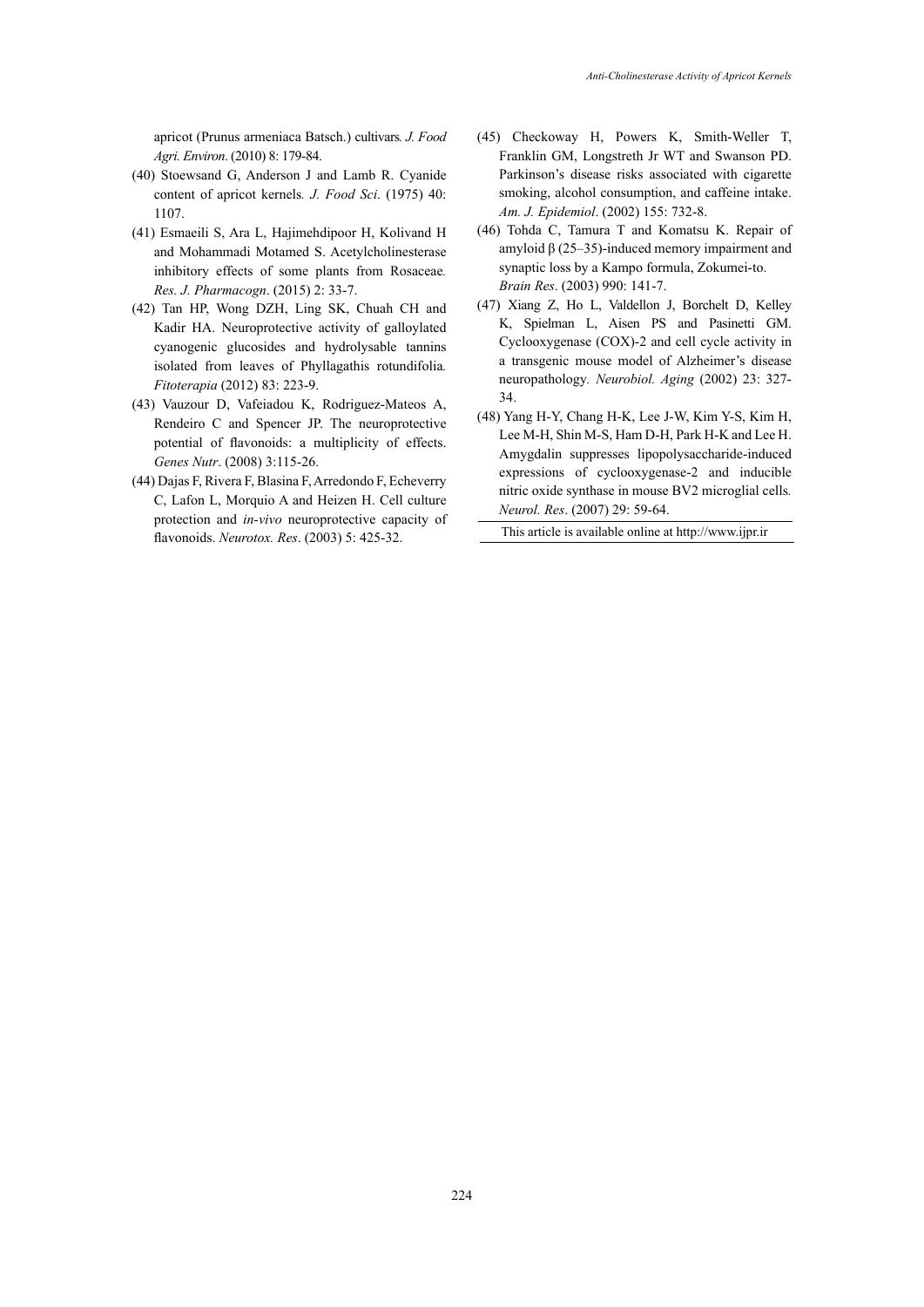apricot (Prunus armeniaca Batsch.) cultivars. *J. Food Agri. Environ*. (2010) 8: 179-84.

(40) Stoewsand G, Anderson J and Lamb R. Cyanide content of apricot kernels. *J. Food Sci*. (1975) 40: 1107.

(41) Esmaeili S, Ara L, Hajimehdipoor H, Kolivand H and Mohammadi Motamed S. Acetylcholinesterase inhibitory effects of some plants from Rosaceae. *Res. J. Pharmacogn*. (2015) 2: 33-7.

(42) Tan HP, Wong DZH, Ling SK, Chuah CH and Kadir HA. Neuroprotective activity of galloylated cyanogenic glucosides and hydrolysable tannins isolated from leaves of Phyllagathis rotundifolia. *Fitoterapia* (2012) 83: 223-9.

(43) Vauzour D, Vafeiadou K, Rodriguez-Mateos A, Rendeiro C and Spencer JP. The neuroprotective potential of flavonoids: a multiplicity of effects. *Genes Nutr*. (2008) 3:115-26.

(44) Dajas F, Rivera F, Blasina F, Arredondo F, Echeverry C, Lafon L, Morquio A and Heizen H. Cell culture protection and *in-vivo* neuroprotective capacity of flavonoids. *Neurotox. Res*. (2003) 5: 425-32.

(45) Checkoway H, Powers K, Smith-Weller T, Franklin GM, Longstreth Jr WT and Swanson PD. Parkinson's disease risks associated with cigarette smoking, alcohol consumption, and caffeine intake. *Am. J. Epidemiol*. (2002) 155: 732-8.

(46) Tohda C, Tamura T and Komatsu K. Repair of amyloid β (25–35)-induced memory impairment and synaptic loss by a Kampo formula, Zokumei-to. *Brain Res*. (2003) 990: 141-7.

(47) Xiang Z, Ho L, Valdellon J, Borchelt D, Kelley K, Spielman L, Aisen PS and Pasinetti GM. Cyclooxygenase (COX)-2 and cell cycle activity in a transgenic mouse model of Alzheimer's disease neuropathology. *Neurobiol. Aging* (2002) 23: 327-34.

(48) Yang H-Y, Chang H-K, Lee J-W, Kim Y-S, Kim H, Lee M-H, Shin M-S, Ham D-H, Park H-K and Lee H. Amygdalin suppresses lipopolysaccharide-induced expressions of cyclooxygenase-2 and inducible nitric oxide synthase in mouse BV2 microglial cells. *Neurol. Res*. (2007) 29: 59-64.

This article is available online at http://www.ijpr.ir